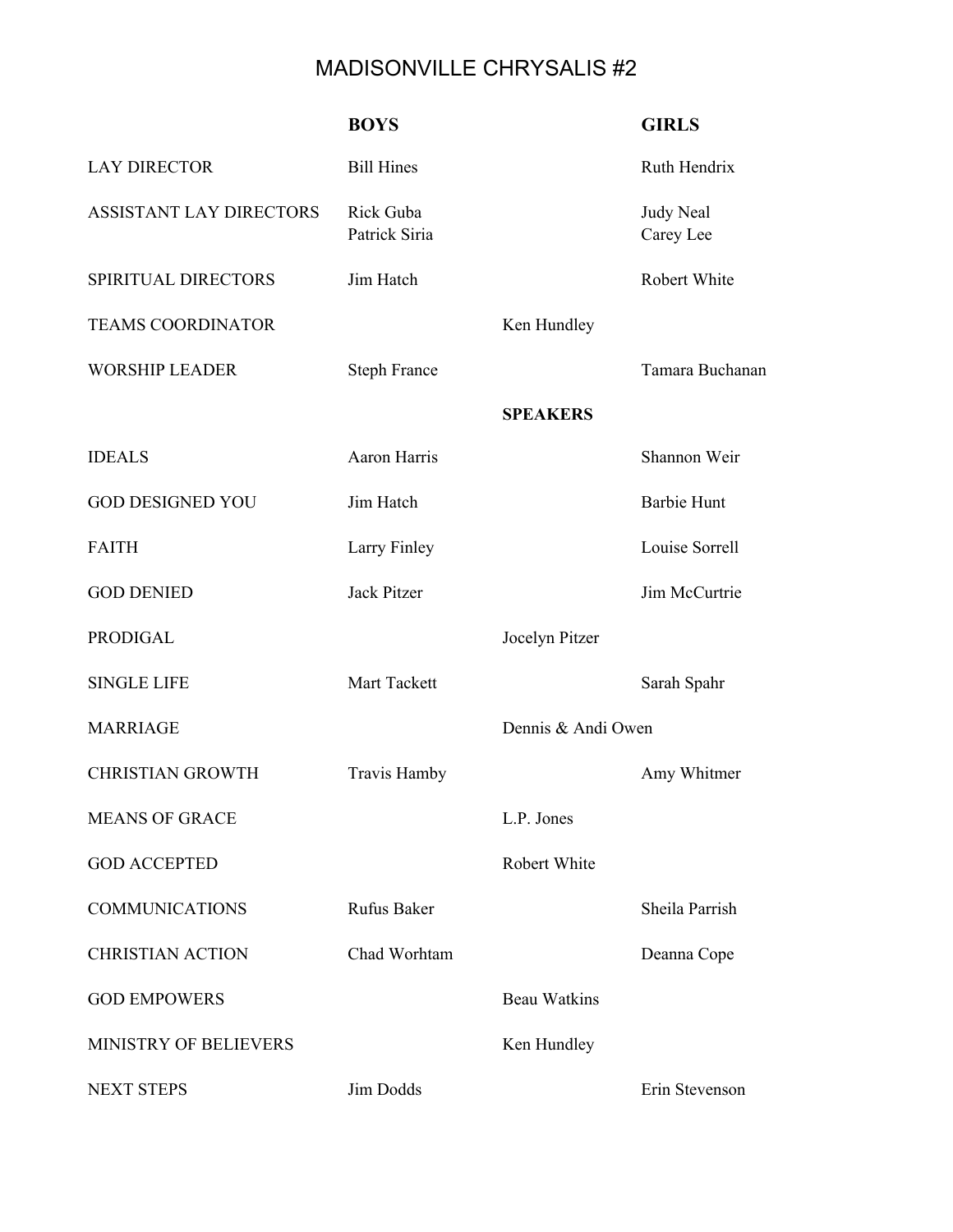# MADISONVILLE CHRYSALIS #2

| | BOYS | | GIRLS |
|---|---|---|---|
| LAY DIRECTOR | Bill Hines | | Ruth Hendrix |
| ASSISTANT LAY DIRECTORS | Rick Guba<br>Patrick Siria | | Judy Neal<br>Carey Lee |
| SPIRITUAL DIRECTORS | Jim Hatch | | Robert White |
| TEAMS COORDINATOR | | Ken Hundley | |
| WORSHIP LEADER | Steph France | | Tamara Buchanan |
| | | **SPEAKERS** | |
| IDEALS | Aaron Harris | | Shannon Weir |
| GOD DESIGNED YOU | Jim Hatch | | Barbie Hunt |
| FAITH | Larry Finley | | Louise Sorrell |
| GOD DENIED | Jack Pitzer | | Jim McCurtrie |
| PRODIGAL | | Jocelyn Pitzer | |
| SINGLE LIFE | Mart Tackett | | Sarah Spahr |
| MARRIAGE | | Dennis & Andi Owen | |
| CHRISTIAN GROWTH | Travis Hamby | | Amy Whitmer |
| MEANS OF GRACE | | L.P. Jones | |
| GOD ACCEPTED | | Robert White | |
| COMMUNICATIONS | Rufus Baker | | Sheila Parrish |
| CHRISTIAN ACTION | Chad Worhtam | | Deanna Cope |
| GOD EMPOWERS | | Beau Watkins | |
| MINISTRY OF BELIEVERS | | Ken Hundley | |
| NEXT STEPS | Jim Dodds | | Erin Stevenson |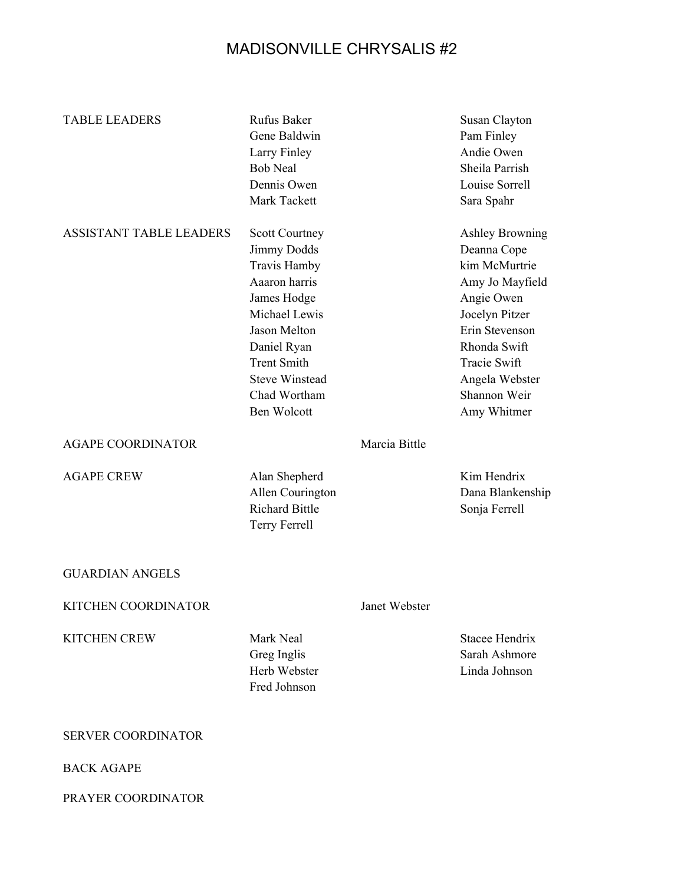# MADISONVILLE CHRYSALIS #2

| | | |
|---|---|---|
| TABLE LEADERS | Rufus Baker | Susan Clayton |
| | Gene Baldwin | Pam Finley |
| | Larry Finley | Andie Owen |
| | Bob Neal | Sheila Parrish |
| | Dennis Owen | Louise Sorrell |
| | Mark Tackett | Sara Spahr |
| ASSISTANT TABLE LEADERS | Scott Courtney | Ashley Browning |
| | Jimmy Dodds | Deanna Cope |
| | Travis Hamby | kim McMurtrie |
| | Aaaron harris | Amy Jo Mayfield |
| | James Hodge | Angie Owen |
| | Michael Lewis | Jocelyn Pitzer |
| | Jason Melton | Erin Stevenson |
| | Daniel Ryan | Rhonda Swift |
| | Trent Smith | Tracie Swift |
| | Steve Winstead | Angela Webster |
| | Chad Wortham | Shannon Weir |
| | Ben Wolcott | Amy Whitmer |
| AGAPE COORDINATOR | Marcia Bittle | |
| AGAPE CREW | Alan Shepherd | Kim Hendrix |
| | Allen Courington | Dana Blankenship |
| | Richard Bittle | Sonja Ferrell |
| | Terry Ferrell | |
| GUARDIAN ANGELS | | |
| KITCHEN COORDINATOR | Janet Webster | |
| KITCHEN CREW | Mark Neal | Stacee Hendrix |
| | Greg Inglis | Sarah Ashmore |
| | Herb Webster | Linda Johnson |
| | Fred Johnson | |
| SERVER COORDINATOR | | |
| BACK AGAPE | | |
| PRAYER COORDINATOR | | |